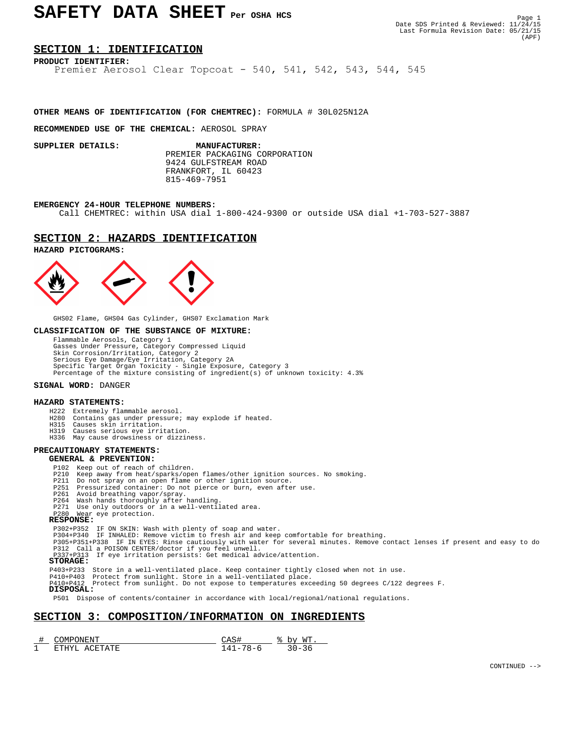# SAFETY DATA SHEET Per OSHA HCS

Date SDS Printed & Reviewed: 11/24/15
Last Formula Revision Date: 05/21/15
(APF)

## SECTION 1: IDENTIFICATION

**PRODUCT IDENTIFIER:**
Premier Aerosol Clear Topcoat - 540, 541, 542, 543, 544, 545

**OTHER MEANS OF IDENTIFICATION (FOR CHEMTREC):** FORMULA # 30L025N12A

**RECOMMENDED USE OF THE CHEMICAL:** AEROSOL SPRAY

**SUPPLIER DETAILS:**

**MANUFACTURER:**
PREMIER PACKAGING CORPORATION
9424 GULFSTREAM ROAD
FRANKFORT, IL 60423
815-469-7951

**EMERGENCY 24-HOUR TELEPHONE NUMBERS:**
Call CHEMTREC: within USA dial 1-800-424-9300 or outside USA dial +1-703-527-3887

## SECTION 2: HAZARDS IDENTIFICATION

**HAZARD PICTOGRAMS:**

GHS02 Flame, GHS04 Gas Cylinder, GHS07 Exclamation Mark

**CLASSIFICATION OF THE SUBSTANCE OF MIXTURE:**

Flammable Aerosols, Category 1
Gasses Under Pressure, Category Compressed Liquid
Skin Corrosion/Irritation, Category 2
Serious Eye Damage/Eye Irritation, Category 2A
Specific Target Organ Toxicity - Single Exposure, Category 3
Percentage of the mixture consisting of ingredient(s) of unknown toxicity: 4.3%

**SIGNAL WORD:** DANGER

**HAZARD STATEMENTS:**

- H222 Extremely flammable aerosol.
- H280 Contains gas under pressure; may explode if heated.
- H315 Causes skin irritation.
- H319 Causes serious eye irritation.
- H336 May cause drowsiness or dizziness.

**PRECAUTIONARY STATEMENTS:**

**GENERAL & PREVENTION:**

- P102 Keep out of reach of children.
- P210 Keep away from heat/sparks/open flames/other ignition sources. No smoking.
- P211 Do not spray on an open flame or other ignition source.
- P251 Pressurized container: Do not pierce or burn, even after use.
- P261 Avoid breathing vapor/spray.
- P264 Wash hands thoroughly after handling.
- P271 Use only outdoors or in a well-ventilated area.
- P280 Wear eye protection.

**RESPONSE:**

- P302+P352 IF ON SKIN: Wash with plenty of soap and water.
- P304+P340 IF INHALED: Remove victim to fresh air and keep comfortable for breathing.
- P305+P351+P338 IF IN EYES: Rinse cautiously with water for several minutes. Remove contact lenses if present and easy to do
- P312 Call a POISON CENTER/doctor if you feel unwell.
- P337+P313 If eye irritation persists: Get medical advice/attention.

**STORAGE:**

- P403+P233 Store in a well-ventilated place. Keep container tightly closed when not in use.
- P410+P403 Protect from sunlight. Store in a well-ventilated place.
- P410+P412 Protect from sunlight. Do not expose to temperatures exceeding 50 degrees C/122 degrees F.

**DISPOSAL:**

- P501 Dispose of contents/container in accordance with local/regional/national regulations.

## SECTION 3: COMPOSITION/INFORMATION ON INGREDIENTS

| # | COMPONENT | CAS# | % by WT. |
|---|---|---|---|
| 1 | ETHYL ACETATE | 141-78-6 | 30-36 |

CONTINUED -->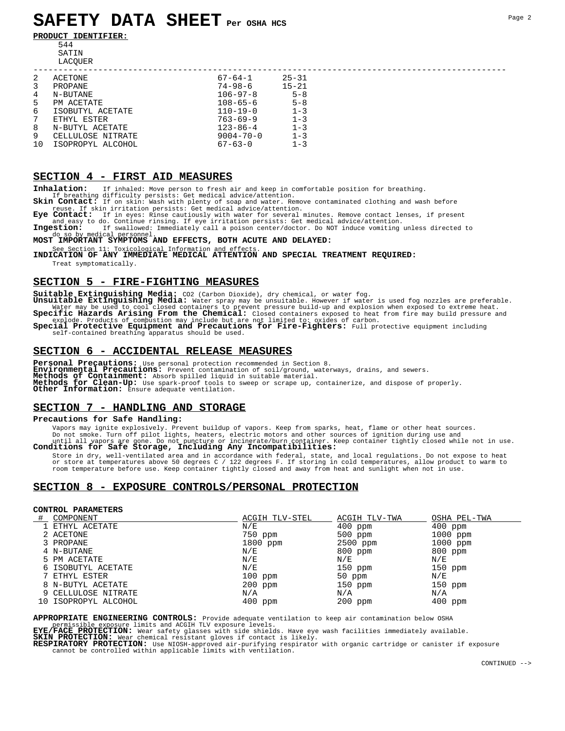# SAFETY DATA SHEET Per OSHA HCS

**PRODUCT IDENTIFIER:**

544
SATIN
LACQUER

| | | | |
|---|---|---|---|
| 2 | ACETONE | 67-64-1 | 25-31 |
| 3 | PROPANE | 74-98-6 | 15-21 |
| 4 | N-BUTANE | 106-97-8 | 5-8 |
| 5 | PM ACETATE | 108-65-6 | 5-8 |
| 6 | ISOBUTYL ACETATE | 110-19-0 | 1-3 |
| 7 | ETHYL ESTER | 763-69-9 | 1-3 |
| 8 | N-BUTYL ACETATE | 123-86-4 | 1-3 |
| 9 | CELLULOSE NITRATE | 9004-70-0 | 1-3 |
| 10 | ISOPROPYL ALCOHOL | 67-63-0 | 1-3 |

## SECTION 4 - FIRST AID MEASURES

**Inhalation:** If inhaled: Move person to fresh air and keep in comfortable position for breathing. If breathing difficulty persists: Get medical advice/attention.

**Skin Contact:** If on skin: Wash with plenty of soap and water. Remove contaminated clothing and wash before reuse. If skin irritation persists: Get medical advice/attention.

**Eye Contact:** If in eyes: Rinse cautiously with water for several minutes. Remove contact lenses, if present and easy to do. Continue rinsing. If eye irritation persists: Get medical advice/attention.

**Ingestion:** If swallowed: Immediately call a poison center/doctor. Do NOT induce vomiting unless directed to do so by medical personnel.

**MOST IMPORTANT SYMPTOMS AND EFFECTS, BOTH ACUTE AND DELAYED:**

See Section 11: Toxicological Information and effects.

**INDICATION OF ANY IMMEDIATE MEDICAL ATTENTION AND SPECIAL TREATMENT REQUIRED:**

Treat symptomatically.

## SECTION 5 - FIRE-FIGHTING MEASURES

**Suitable Extinguishing Media:** CO2 (Carbon Dioxide), dry chemical, or water fog.

**Unsuitable Extinguishing Media:** Water spray may be unsuitable. However if water is used fog nozzles are preferable. Water may be used to cool closed containers to prevent pressure build-up and explosion when exposed to extreme heat.

**Specific Hazards Arising From the Chemical:** Closed containers exposed to heat from fire may build pressure and explode. Products of combustion may include but are not limited to: oxides of carbon.

**Special Protective Equipment and Precautions for Fire-Fighters:** Full protective equipment including self-contained breathing apparatus should be used.

## SECTION 6 - ACCIDENTAL RELEASE MEASURES

**Personal Precautions:** Use personal protection recommended in Section 8.

**Environmental Precautions:** Prevent contamination of soil/ground, waterways, drains, and sewers.

**Methods of Containment:** Absorb spilled liquid in suitable material.

**Methods for Clean-Up:** Use spark-proof tools to sweep or scrape up, containerize, and dispose of properly.

**Other Information:** Ensure adequate ventilation.

## SECTION 7 - HANDLING AND STORAGE

**Precautions for Safe Handling:**

Vapors may ignite explosively. Prevent buildup of vapors. Keep from sparks, heat, flame or other heat sources. Do not smoke. Turn off pilot lights, heaters, electric motors and other sources of ignition during use and until all vapors are gone. Do not puncture or incinerate/burn container. Keep container tightly closed while not in use.

**Conditions for Safe Storage, Including Any Incompatibilities:**

Store in dry, well-ventilated area and in accordance with federal, state, and local regulations. Do not expose to heat or store at temperatures above 50 degrees C / 122 degrees F. If storing in cold temperatures, allow product to warm to room temperature before use. Keep container tightly closed and away from heat and sunlight when not in use.

## SECTION 8 - EXPOSURE CONTROLS/PERSONAL PROTECTION

**CONTROL PARAMETERS**

| # | COMPONENT | ACGIH TLV-STEL | ACGIH TLV-TWA | OSHA PEL-TWA |
|---|---|---|---|---|
| 1 | ETHYL ACETATE | N/E | 400 ppm | 400 ppm |
| 2 | ACETONE | 750 ppm | 500 ppm | 1000 ppm |
| 3 | PROPANE | 1800 ppm | 2500 ppm | 1000 ppm |
| 4 | N-BUTANE | N/E | 800 ppm | 800 ppm |
| 5 | PM ACETATE | N/E | N/E | N/E |
| 6 | ISOBUTYL ACETATE | N/E | 150 ppm | 150 ppm |
| 7 | ETHYL ESTER | 100 ppm | 50 ppm | N/E |
| 8 | N-BUTYL ACETATE | 200 ppm | 150 ppm | 150 ppm |
| 9 | CELLULOSE NITRATE | N/A | N/A | N/A |
| 10 | ISOPROPYL ALCOHOL | 400 ppm | 200 ppm | 400 ppm |

**APPROPRIATE ENGINEERING CONTROLS:** Provide adequate ventilation to keep air contamination below OSHA permissible exposure limits and ACGIH TLV exposure levels.

**EYE/FACE PROTECTION:** Wear safety glasses with side shields. Have eye wash facilities immediately available.

**SKIN PROTECTION:** Wear chemical resistant gloves if contact is likely.

**RESPIRATORY PROTECTION:** Use NIOSH-approved air-purifying respirator with organic cartridge or canister if exposure cannot be controlled within applicable limits with ventilation.

CONTINUED -->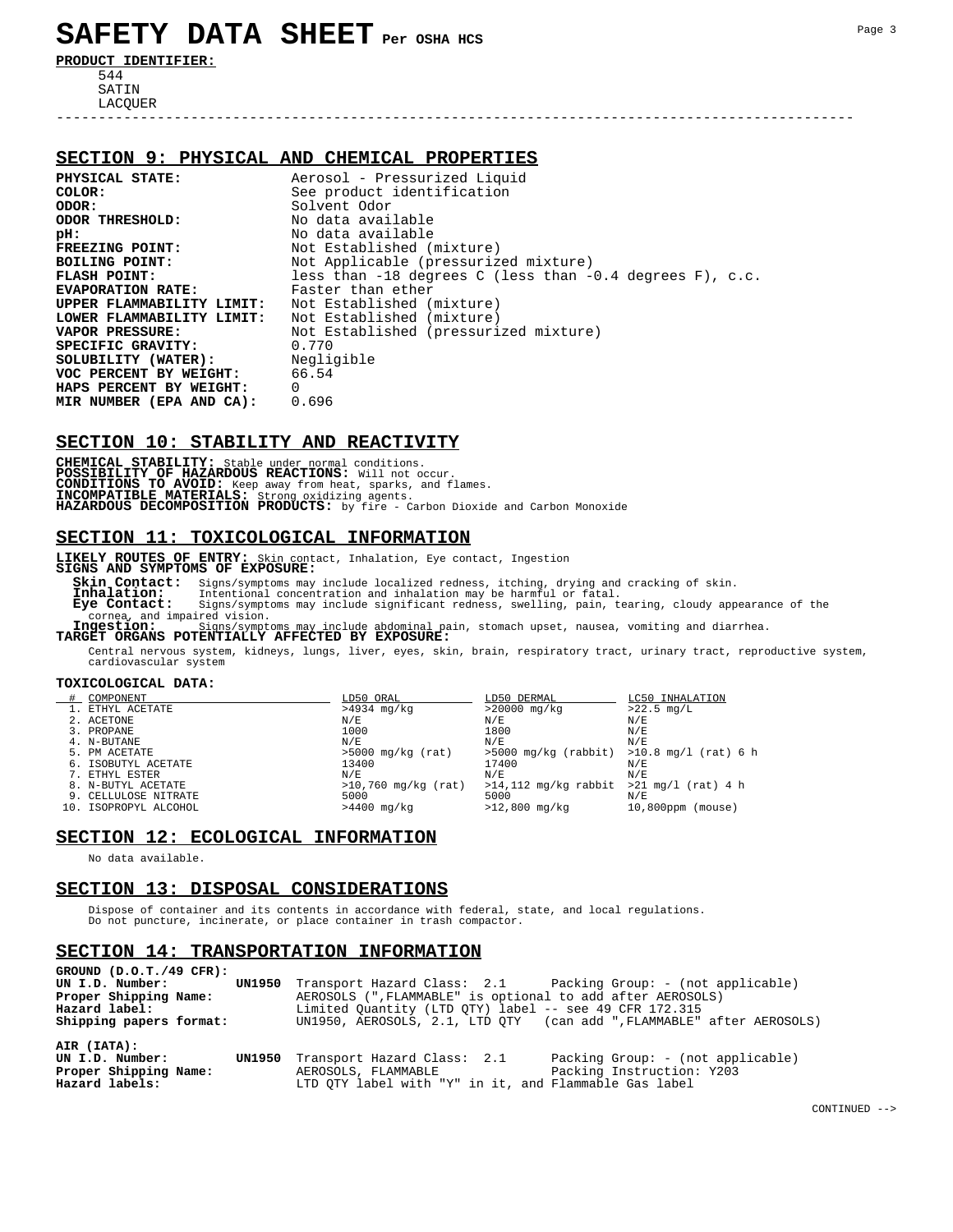# SAFETY DATA SHEET Per OSHA HCS

**PRODUCT IDENTIFIER:**

544
SATIN
LACQUER

---

## SECTION 9: PHYSICAL AND CHEMICAL PROPERTIES

**PHYSICAL STATE:** Aerosol - Pressurized Liquid
**COLOR:** See product identification
**ODOR:** Solvent Odor
**ODOR THRESHOLD:** No data available
**pH:** No data available
**FREEZING POINT:** Not Established (mixture)
**BOILING POINT:** Not Applicable (pressurized mixture)
**FLASH POINT:** less than -18 degrees C (less than -0.4 degrees F), c.c.
**EVAPORATION RATE:** Faster than ether
**UPPER FLAMMABILITY LIMIT:** Not Established (mixture)
**LOWER FLAMMABILITY LIMIT:** Not Established (mixture)
**VAPOR PRESSURE:** Not Established (pressurized mixture)
**SPECIFIC GRAVITY:** 0.770
**SOLUBILITY (WATER):** Negligible
**VOC PERCENT BY WEIGHT:** 66.54
**HAPS PERCENT BY WEIGHT:** 0
**MIR NUMBER (EPA AND CA):** 0.696

## SECTION 10: STABILITY AND REACTIVITY

**CHEMICAL STABILITY:** Stable under normal conditions.
**POSSIBILITY OF HAZARDOUS REACTIONS:** Will not occur.
**CONDITIONS TO AVOID:** Keep away from heat, sparks, and flames.
**INCOMPATIBLE MATERIALS:** Strong oxidizing agents.
**HAZARDOUS DECOMPOSITION PRODUCTS:** by fire - Carbon Dioxide and Carbon Monoxide

## SECTION 11: TOXICOLOGICAL INFORMATION

**LIKELY ROUTES OF ENTRY:** Skin contact, Inhalation, Eye contact, Ingestion
**SIGNS AND SYMPTOMS OF EXPOSURE:**

**Skin Contact:** Signs/symptoms may include localized redness, itching, drying and cracking of skin.
**Inhalation:** Intentional concentration and inhalation may be harmful or fatal.
**Eye Contact:** Signs/symptoms may include significant redness, swelling, pain, tearing, cloudy appearance of the cornea, and impaired vision.
**Ingestion:** Signs/symptoms may include abdominal pain, stomach upset, nausea, vomiting and diarrhea.

**TARGET ORGANS POTENTIALLY AFFECTED BY EXPOSURE:**

Central nervous system, kidneys, lungs, liver, eyes, skin, brain, respiratory tract, urinary tract, reproductive system, cardiovascular system

**TOXICOLOGICAL DATA:**

| # | COMPONENT | LD50 ORAL | LD50 DERMAL | LC50 INHALATION |
|---|---|---|---|---|
| 1. | ETHYL ACETATE | >4934 mg/kg | >20000 mg/kg | >22.5 mg/L |
| 2. | ACETONE | N/E | N/E | N/E |
| 3. | PROPANE | 1000 | 1800 | N/E |
| 4. | N-BUTANE | N/E | N/E | N/E |
| 5. | PM ACETATE | >5000 mg/kg (rat) | >5000 mg/kg (rabbit) | >10.8 mg/l (rat) 6 h |
| 6. | ISOBUTYL ACETATE | 13400 | 17400 | N/E |
| 7. | ETHYL ESTER | N/E | N/E | N/E |
| 8. | N-BUTYL ACETATE | >10,760 mg/kg (rat) | >14,112 mg/kg rabbit | >21 mg/l (rat) 4 h |
| 9. | CELLULOSE NITRATE | 5000 | 5000 | N/E |
| 10. | ISOPROPYL ALCOHOL | >4400 mg/kg | >12,800 mg/kg | 10,800ppm (mouse) |

## SECTION 12: ECOLOGICAL INFORMATION

No data available.

## SECTION 13: DISPOSAL CONSIDERATIONS

Dispose of container and its contents in accordance with federal, state, and local regulations.
Do not puncture, incinerate, or place container in trash compactor.

## SECTION 14: TRANSPORTATION INFORMATION

**GROUND (D.O.T./49 CFR):**
**UN I.D. Number:** **UN1950** Transport Hazard Class: 2.1 Packing Group: - (not applicable)
**Proper Shipping Name:** AEROSOLS (",FLAMMABLE" is optional to add after AEROSOLS)
**Hazard label:** Limited Quantity (LTD QTY) label -- see 49 CFR 172.315
**Shipping papers format:** UN1950, AEROSOLS, 2.1, LTD QTY (can add ",FLAMMABLE" after AEROSOLS)

**AIR (IATA):**
**UN I.D. Number:** **UN1950** Transport Hazard Class: 2.1 Packing Group: - (not applicable)
**Proper Shipping Name:** AEROSOLS, FLAMMABLE Packing Instruction: Y203
**Hazard labels:** LTD QTY label with "Y" in it, and Flammable Gas label

CONTINUED -->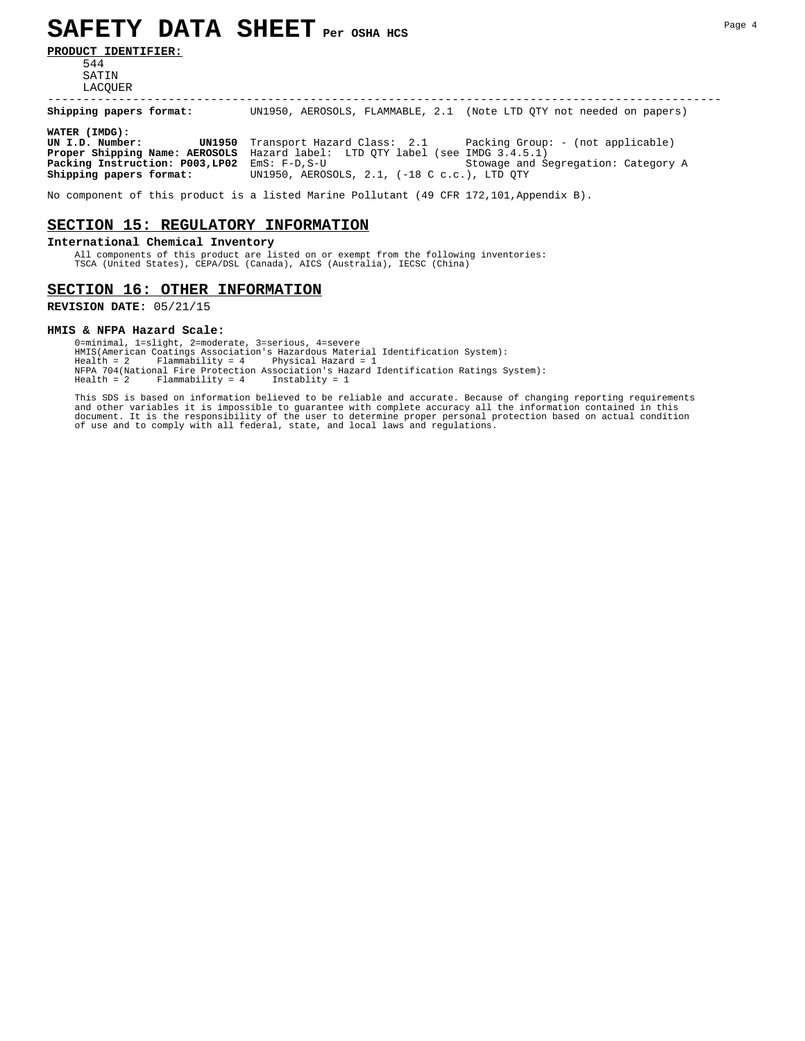# SAFETY DATA SHEET Per OSHA HCS

**PRODUCT IDENTIFIER:**

544
SATIN
LACQUER

---

**Shipping papers format:** UN1950, AEROSOLS, FLAMMABLE, 2.1 (Note LTD QTY not needed on papers)

**WATER (IMDG):**

| | | |
|---|---|---|
| **UN I.D. Number: UN1950** | Transport Hazard Class: 2.1 | Packing Group: - (not applicable) |
| **Proper Shipping Name: AEROSOLS** | Hazard label: LTD QTY label (see IMDG 3.4.5.1) | |
| **Packing Instruction: P003,LP02** | EmS: F-D,S-U | Stowage and Segregation: Category A |
| **Shipping papers format:** | UN1950, AEROSOLS, 2.1, (-18 C c.c.), LTD QTY | |

No component of this product is a listed Marine Pollutant (49 CFR 172,101,Appendix B).

## SECTION 15: REGULATORY INFORMATION

**International Chemical Inventory**

All components of this product are listed on or exempt from the following inventories:
TSCA (United States), CEPA/DSL (Canada), AICS (Australia), IECSC (China)

## SECTION 16: OTHER INFORMATION

**REVISION DATE:** 05/21/15

**HMIS & NFPA Hazard Scale:**

0=minimal, 1=slight, 2=moderate, 3=serious, 4=severe
HMIS(American Coatings Association's Hazardous Material Identification System):
Health = 2 Flammability = 4 Physical Hazard = 1
NFPA 704(National Fire Protection Association's Hazard Identification Ratings System):
Health = 2 Flammability = 4 Instablity = 1

This SDS is based on information believed to be reliable and accurate. Because of changing reporting requirements and other variables it is impossible to guarantee with complete accuracy all the information contained in this document. It is the responsibility of the user to determine proper personal protection based on actual condition of use and to comply with all federal, state, and local laws and regulations.